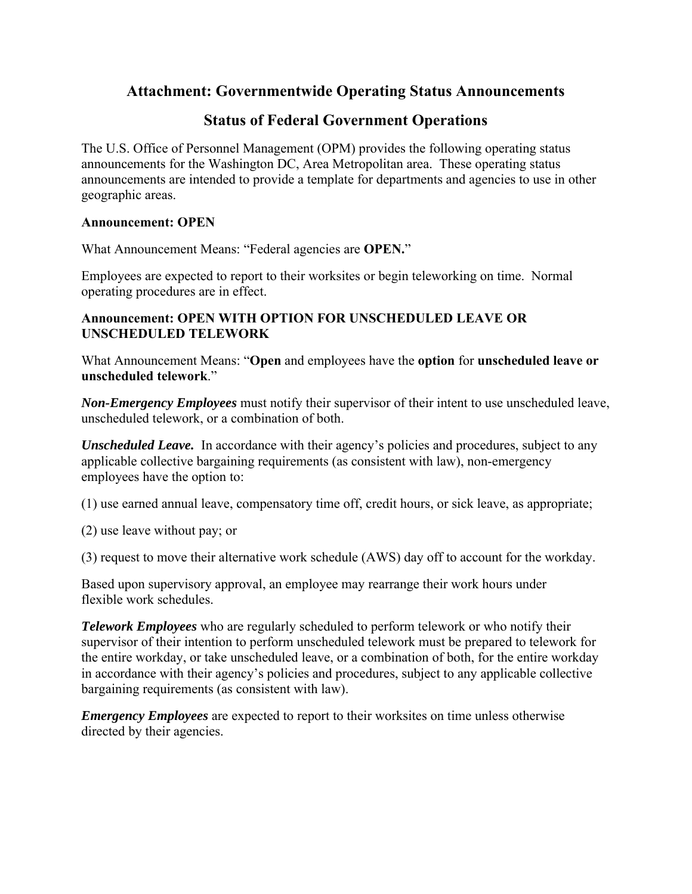# Attachment: Governmentwide Operating Status Announcements

## Status of Federal Government Operations

The U.S. Office of Personnel Management (OPM) provides the following operating status announcements for the Washington DC, Area Metropolitan area. These operating status announcements are intended to provide a template for departments and agencies to use in other geographic areas.

**Announcement: OPEN**

What Announcement Means: "Federal agencies are **OPEN.**"

Employees are expected to report to their worksites or begin teleworking on time. Normal operating procedures are in effect.

**Announcement: OPEN WITH OPTION FOR UNSCHEDULED LEAVE OR UNSCHEDULED TELEWORK**

What Announcement Means: "**Open** and employees have the **option** for **unscheduled leave or unscheduled telework**."

***Non-Emergency Employees*** must notify their supervisor of their intent to use unscheduled leave, unscheduled telework, or a combination of both.

***Unscheduled Leave.*** In accordance with their agency's policies and procedures, subject to any applicable collective bargaining requirements (as consistent with law), non-emergency employees have the option to:

(1) use earned annual leave, compensatory time off, credit hours, or sick leave, as appropriate;

(2) use leave without pay; or

(3) request to move their alternative work schedule (AWS) day off to account for the workday.

Based upon supervisory approval, an employee may rearrange their work hours under flexible work schedules.

***Telework Employees*** who are regularly scheduled to perform telework or who notify their supervisor of their intention to perform unscheduled telework must be prepared to telework for the entire workday, or take unscheduled leave, or a combination of both, for the entire workday in accordance with their agency's policies and procedures, subject to any applicable collective bargaining requirements (as consistent with law).

***Emergency Employees*** are expected to report to their worksites on time unless otherwise directed by their agencies.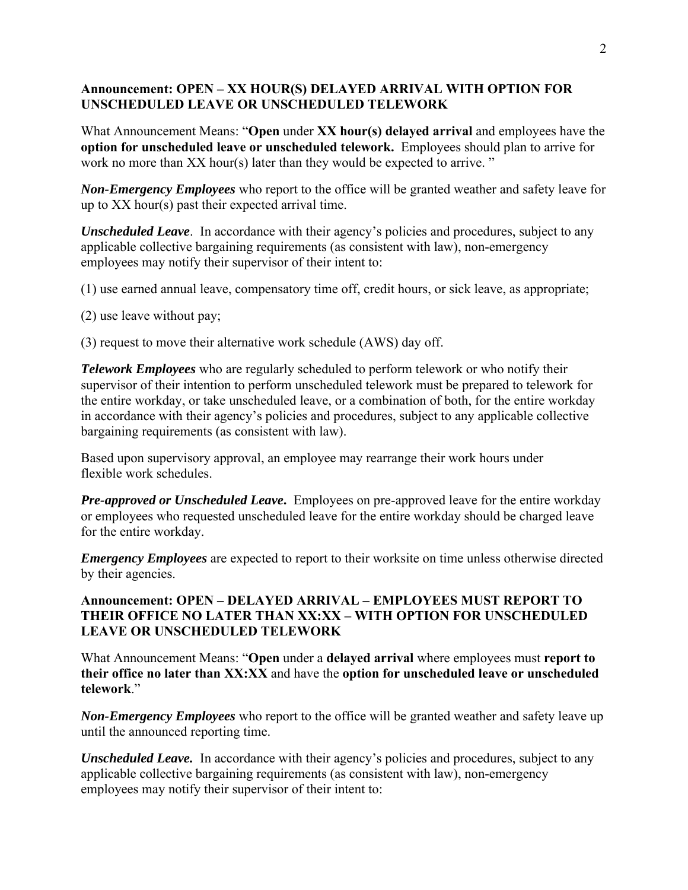**Announcement: OPEN – XX HOUR(S) DELAYED ARRIVAL WITH OPTION FOR UNSCHEDULED LEAVE OR UNSCHEDULED TELEWORK**

What Announcement Means: "**Open** under **XX hour(s) delayed arrival** and employees have the **option for unscheduled leave or unscheduled telework.** Employees should plan to arrive for work no more than XX hour(s) later than they would be expected to arrive. "

***Non-Emergency Employees*** who report to the office will be granted weather and safety leave for up to XX hour(s) past their expected arrival time.

***Unscheduled Leave***. In accordance with their agency's policies and procedures, subject to any applicable collective bargaining requirements (as consistent with law), non-emergency employees may notify their supervisor of their intent to:

(1) use earned annual leave, compensatory time off, credit hours, or sick leave, as appropriate;

(2) use leave without pay;

(3) request to move their alternative work schedule (AWS) day off.

***Telework Employees*** who are regularly scheduled to perform telework or who notify their supervisor of their intention to perform unscheduled telework must be prepared to telework for the entire workday, or take unscheduled leave, or a combination of both, for the entire workday in accordance with their agency's policies and procedures, subject to any applicable collective bargaining requirements (as consistent with law).

Based upon supervisory approval, an employee may rearrange their work hours under flexible work schedules.

***Pre-approved or Unscheduled Leave*.** Employees on pre-approved leave for the entire workday or employees who requested unscheduled leave for the entire workday should be charged leave for the entire workday.

***Emergency Employees*** are expected to report to their worksite on time unless otherwise directed by their agencies.

**Announcement: OPEN – DELAYED ARRIVAL – EMPLOYEES MUST REPORT TO THEIR OFFICE NO LATER THAN XX:XX – WITH OPTION FOR UNSCHEDULED LEAVE OR UNSCHEDULED TELEWORK**

What Announcement Means: "**Open** under a **delayed arrival** where employees must **report to their office no later than XX:XX** and have the **option for unscheduled leave or unscheduled telework**."

***Non-Emergency Employees*** who report to the office will be granted weather and safety leave up until the announced reporting time.

***Unscheduled Leave.*** In accordance with their agency's policies and procedures, subject to any applicable collective bargaining requirements (as consistent with law), non-emergency employees may notify their supervisor of their intent to: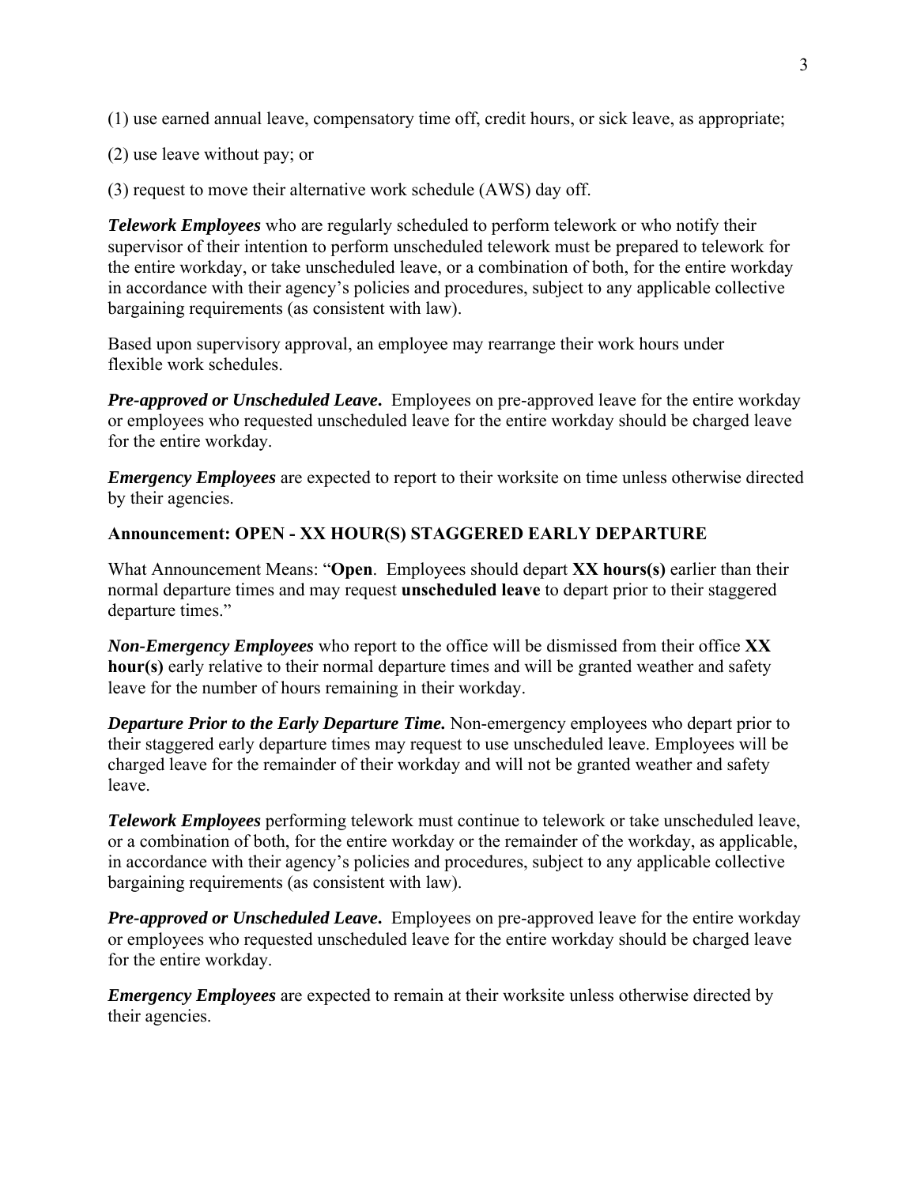(1) use earned annual leave, compensatory time off, credit hours, or sick leave, as appropriate;

(2) use leave without pay; or

(3) request to move their alternative work schedule (AWS) day off.

***Telework Employees*** who are regularly scheduled to perform telework or who notify their supervisor of their intention to perform unscheduled telework must be prepared to telework for the entire workday, or take unscheduled leave, or a combination of both, for the entire workday in accordance with their agency's policies and procedures, subject to any applicable collective bargaining requirements (as consistent with law).

Based upon supervisory approval, an employee may rearrange their work hours under flexible work schedules.

***Pre-approved or Unscheduled Leave*.** Employees on pre-approved leave for the entire workday or employees who requested unscheduled leave for the entire workday should be charged leave for the entire workday.

***Emergency Employees*** are expected to report to their worksite on time unless otherwise directed by their agencies.

**Announcement: OPEN - XX HOUR(S) STAGGERED EARLY DEPARTURE**

What Announcement Means: "**Open**. Employees should depart **XX hours(s)** earlier than their normal departure times and may request **unscheduled leave** to depart prior to their staggered departure times."

***Non-Emergency Employees*** who report to the office will be dismissed from their office **XX hour(s)** early relative to their normal departure times and will be granted weather and safety leave for the number of hours remaining in their workday.

***Departure Prior to the Early Departure Time.*** Non-emergency employees who depart prior to their staggered early departure times may request to use unscheduled leave. Employees will be charged leave for the remainder of their workday and will not be granted weather and safety leave.

***Telework Employees*** performing telework must continue to telework or take unscheduled leave, or a combination of both, for the entire workday or the remainder of the workday, as applicable, in accordance with their agency's policies and procedures, subject to any applicable collective bargaining requirements (as consistent with law).

***Pre-approved or Unscheduled Leave*.** Employees on pre-approved leave for the entire workday or employees who requested unscheduled leave for the entire workday should be charged leave for the entire workday.

***Emergency Employees*** are expected to remain at their worksite unless otherwise directed by their agencies.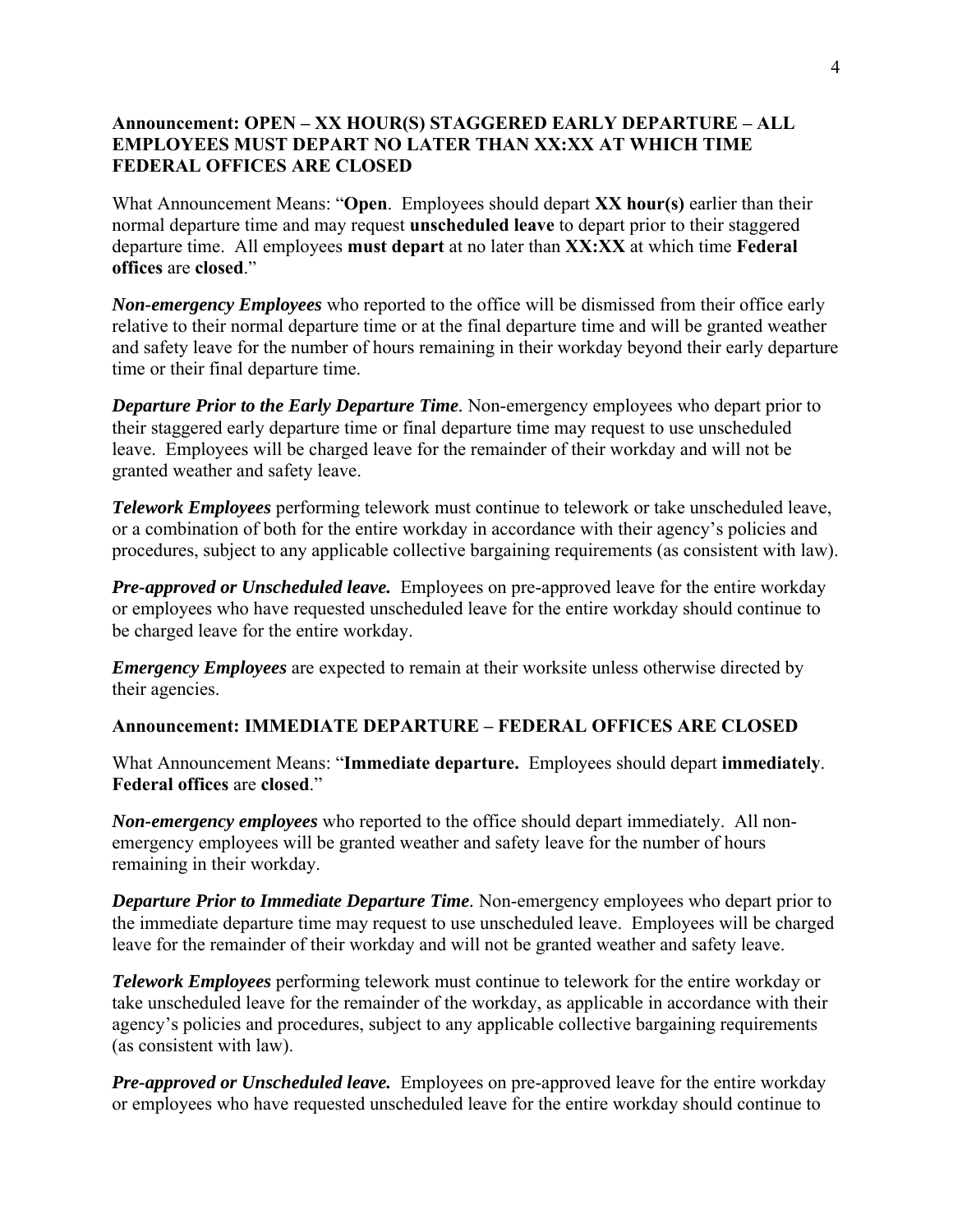**Announcement: OPEN – XX HOUR(S) STAGGERED EARLY DEPARTURE – ALL EMPLOYEES MUST DEPART NO LATER THAN XX:XX AT WHICH TIME FEDERAL OFFICES ARE CLOSED**

What Announcement Means: "**Open**. Employees should depart **XX hour(s)** earlier than their normal departure time and may request **unscheduled leave** to depart prior to their staggered departure time. All employees **must depart** at no later than **XX:XX** at which time **Federal offices** are **closed**."

***Non-emergency Employees*** who reported to the office will be dismissed from their office early relative to their normal departure time or at the final departure time and will be granted weather and safety leave for the number of hours remaining in their workday beyond their early departure time or their final departure time.

***Departure Prior to the Early Departure Time***. Non-emergency employees who depart prior to their staggered early departure time or final departure time may request to use unscheduled leave. Employees will be charged leave for the remainder of their workday and will not be granted weather and safety leave.

***Telework Employees*** performing telework must continue to telework or take unscheduled leave, or a combination of both for the entire workday in accordance with their agency's policies and procedures, subject to any applicable collective bargaining requirements (as consistent with law).

***Pre-approved or Unscheduled leave.*** Employees on pre-approved leave for the entire workday or employees who have requested unscheduled leave for the entire workday should continue to be charged leave for the entire workday.

***Emergency Employees*** are expected to remain at their worksite unless otherwise directed by their agencies.

**Announcement: IMMEDIATE DEPARTURE – FEDERAL OFFICES ARE CLOSED**

What Announcement Means: "**Immediate departure.** Employees should depart **immediately**. **Federal offices** are **closed**."

***Non-emergency employees*** who reported to the office should depart immediately. All non-emergency employees will be granted weather and safety leave for the number of hours remaining in their workday.

***Departure Prior to Immediate Departure Time***. Non-emergency employees who depart prior to the immediate departure time may request to use unscheduled leave. Employees will be charged leave for the remainder of their workday and will not be granted weather and safety leave.

***Telework Employees*** performing telework must continue to telework for the entire workday or take unscheduled leave for the remainder of the workday, as applicable in accordance with their agency's policies and procedures, subject to any applicable collective bargaining requirements (as consistent with law).

***Pre-approved or Unscheduled leave.*** Employees on pre-approved leave for the entire workday or employees who have requested unscheduled leave for the entire workday should continue to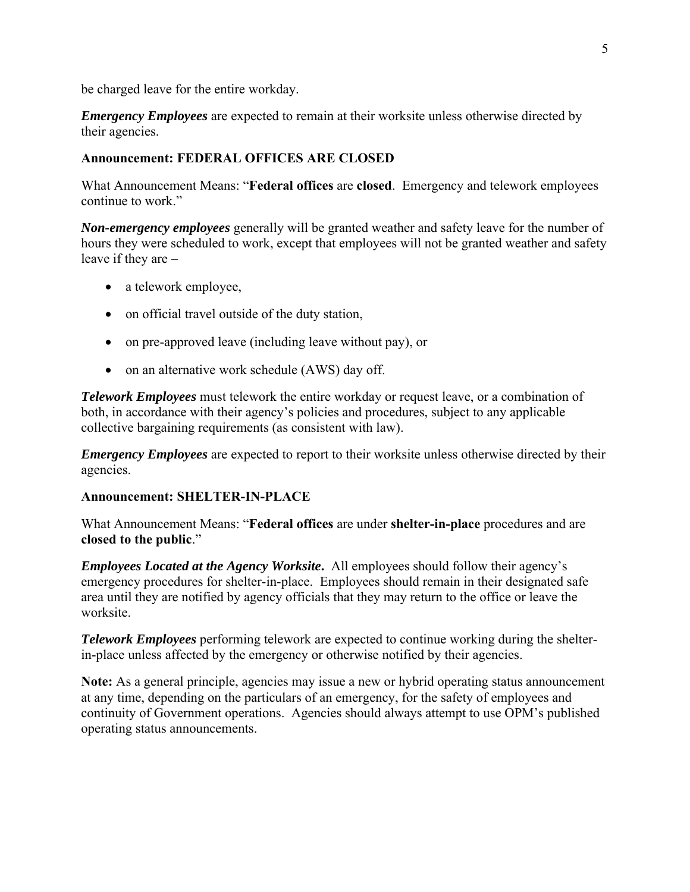be charged leave for the entire workday.

***Emergency Employees*** are expected to remain at their worksite unless otherwise directed by their agencies.

### Announcement: FEDERAL OFFICES ARE CLOSED

What Announcement Means: "**Federal offices** are **closed**. Emergency and telework employees continue to work."

***Non-emergency employees*** generally will be granted weather and safety leave for the number of hours they were scheduled to work, except that employees will not be granted weather and safety leave if they are –

- a telework employee,
- on official travel outside of the duty station,
- on pre-approved leave (including leave without pay), or
- on an alternative work schedule (AWS) day off.

***Telework Employees*** must telework the entire workday or request leave, or a combination of both, in accordance with their agency's policies and procedures, subject to any applicable collective bargaining requirements (as consistent with law).

***Emergency Employees*** are expected to report to their worksite unless otherwise directed by their agencies.

### Announcement: SHELTER-IN-PLACE

What Announcement Means: "**Federal offices** are under **shelter-in-place** procedures and are **closed to the public**."

***Employees Located at the Agency Worksite*.** All employees should follow their agency's emergency procedures for shelter-in-place. Employees should remain in their designated safe area until they are notified by agency officials that they may return to the office or leave the worksite.

***Telework Employees*** performing telework are expected to continue working during the shelter-in-place unless affected by the emergency or otherwise notified by their agencies.

**Note:** As a general principle, agencies may issue a new or hybrid operating status announcement at any time, depending on the particulars of an emergency, for the safety of employees and continuity of Government operations. Agencies should always attempt to use OPM's published operating status announcements.